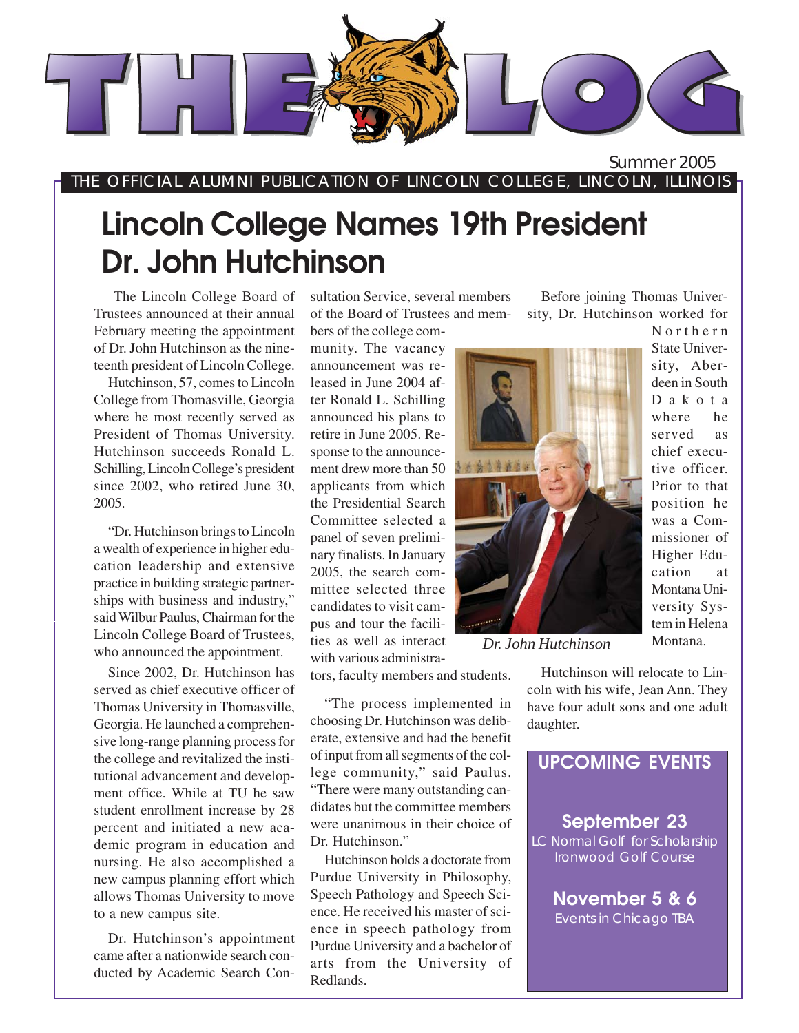# THE LOG

Summer 2005

THE OFFICIAL ALUMNI PUBLICATION OF LINCOLN COLLEGE, LINCOLN, ILLINOIS

## Lincoln College Names 19th President Dr. John Hutchinson

The Lincoln College Board of Trustees announced at their annual February meeting the appointment of Dr. John Hutchinson as the nineteenth president of Lincoln College.

Hutchinson, 57, comes to Lincoln College from Thomasville, Georgia where he most recently served as President of Thomas University. Hutchinson succeeds Ronald L. Schilling, Lincoln College's president since 2002, who retired June 30, 2005.

"Dr. Hutchinson brings to Lincoln a wealth of experience in higher education leadership and extensive practice in building strategic partnerships with business and industry," said Wilbur Paulus, Chairman for the Lincoln College Board of Trustees, who announced the appointment.

Since 2002, Dr. Hutchinson has served as chief executive officer of Thomas University in Thomasville, Georgia. He launched a comprehensive long-range planning process for the college and revitalized the institutional advancement and development office. While at TU he saw student enrollment increase by 28 percent and initiated a new academic program in education and nursing. He also accomplished a new campus planning effort which allows Thomas University to move to a new campus site.

Dr. Hutchinson's appointment came after a nationwide search conducted by Academic Search Consultation Service, several members of the Board of Trustees and members of the college community. The vacancy announcement was released in June 2004 after Ronald L. Schilling announced his plans to retire in June 2005. Response to the announcement drew more than 50 applicants from which the Presidential Search Committee selected a panel of seven preliminary finalists. In January 2005, the search committee selected three candidates to visit campus and tour the facilities as well as interact with various administrators, faculty members and students.

"The process implemented in choosing Dr. Hutchinson was deliberate, extensive and had the benefit of input from all segments of the college community," said Paulus. "There were many outstanding candidates but the committee members were unanimous in their choice of Dr. Hutchinson."

Hutchinson holds a doctorate from Purdue University in Philosophy, Speech Pathology and Speech Science. He received his master of science in speech pathology from Purdue University and a bachelor of arts from the University of Redlands.

Before joining Thomas University, Dr. Hutchinson worked for Northern State University, Aberdeen in South Dakota where he served as chief executive officer. Prior to that position he was a Commissioner of Higher Education at Montana University System in Helena Montana.

*Dr. John Hutchinson*

Hutchinson will relocate to Lincoln with his wife, Jean Ann. They have four adult sons and one adult daughter.

### UPCOMING EVENTS

**September 23**
LC Normal Golf for Scholarship
Ironwood Golf Course

**November 5 & 6**
Events in Chicago TBA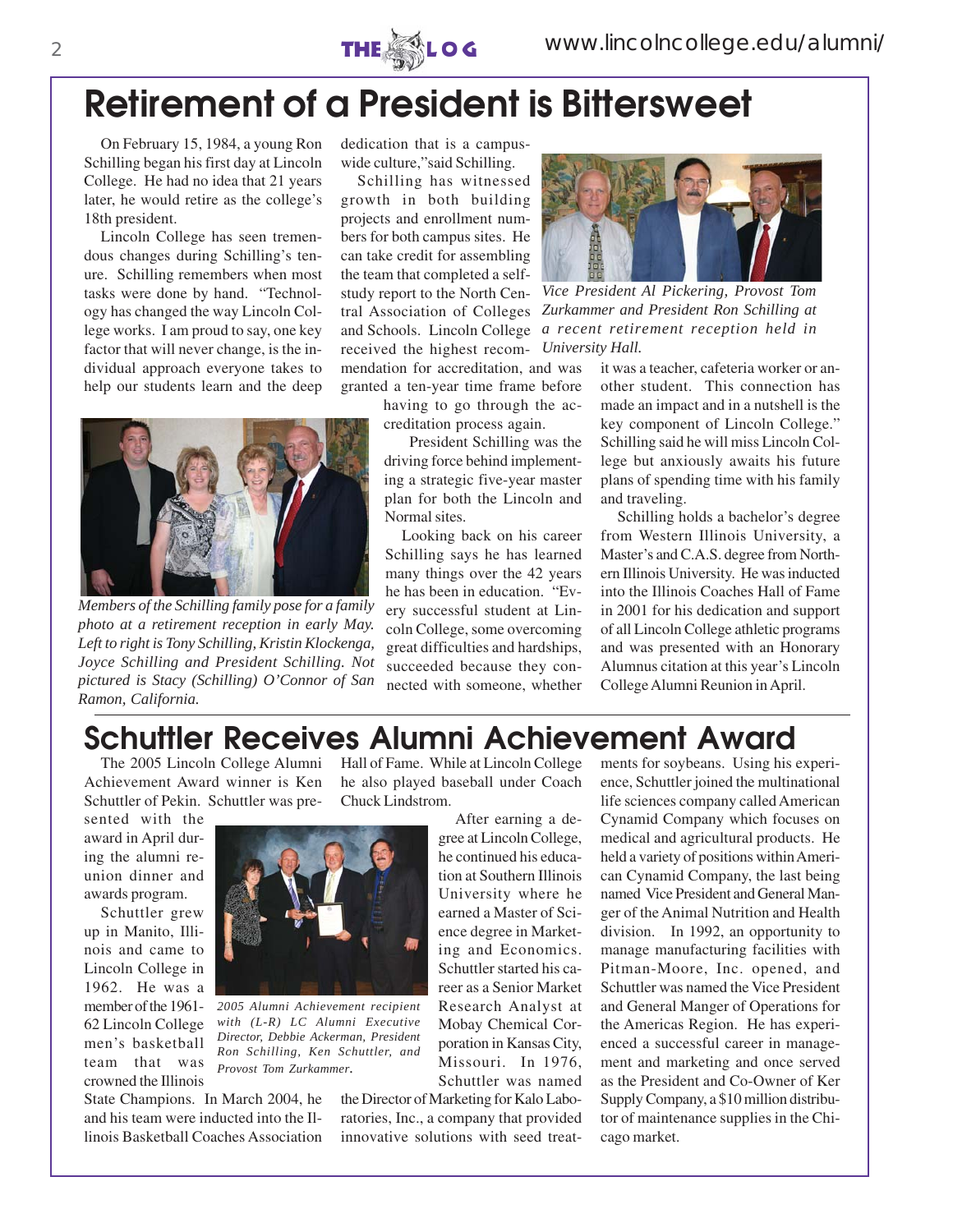# Retirement of a President is Bittersweet

On February 15, 1984, a young Ron Schilling began his first day at Lincoln College. He had no idea that 21 years later, he would retire as the college's 18th president.

Lincoln College has seen tremendous changes during Schilling's tenure. Schilling remembers when most tasks were done by hand. "Technology has changed the way Lincoln College works. I am proud to say, one key factor that will never change, is the individual approach everyone takes to help our students learn and the deep dedication that is a campus-wide culture," said Schilling.

Schilling has witnessed growth in both building projects and enrollment numbers for both campus sites. He can take credit for assembling the team that completed a self-study report to the North Central Association of Colleges and Schools. Lincoln College received the highest recommendation for accreditation, and was granted a ten-year time frame before having to go through the accreditation process again.

*Vice President Al Pickering, Provost Tom Zurkammer and President Ron Schilling at a recent retirement reception held in University Hall.*

*Members of the Schilling family pose for a family photo at a retirement reception in early May. Left to right is Tony Schilling, Kristin Klockenga, Joyce Schilling and President Schilling. Not pictured is Stacy (Schilling) O'Connor of San Ramon, California.*

President Schilling was the driving force behind implementing a strategic five-year master plan for both the Lincoln and Normal sites.

Looking back on his career Schilling says he has learned many things over the 42 years he has been in education. "Every successful student at Lincoln College, some overcoming great difficulties and hardships, succeeded because they connected with someone, whether it was a teacher, cafeteria worker or another student. This connection has made an impact and in a nutshell is the key component of Lincoln College." Schilling said he will miss Lincoln College but anxiously awaits his future plans of spending time with his family and traveling.

Schilling holds a bachelor's degree from Western Illinois University, a Master's and C.A.S. degree from Northern Illinois University. He was inducted into the Illinois Coaches Hall of Fame in 2001 for his dedication and support of all Lincoln College athletic programs and was presented with an Honorary Alumnus citation at this year's Lincoln College Alumni Reunion in April.

# Schuttler Receives Alumni Achievement Award

The 2005 Lincoln College Alumni Achievement Award winner is Ken Schuttler of Pekin. Schuttler was presented with the award in April during the alumni reunion dinner and awards program.

Schuttler grew up in Manito, Illinois and came to Lincoln College in 1962. He was a member of the 1961-62 Lincoln College men's basketball team that was crowned the Illinois State Champions. In March 2004, he and his team were inducted into the Illinois Basketball Coaches Association Hall of Fame. While at Lincoln College he also played baseball under Coach Chuck Lindstrom.

*2005 Alumni Achievement recipient with (L-R) LC Alumni Executive Director, Debbie Ackerman, President Ron Schilling, Ken Schuttler, and Provost Tom Zurkammer.*

After earning a degree at Lincoln College, he continued his education at Southern Illinois University where he earned a Master of Science degree in Marketing and Economics. Schuttler started his career as a Senior Market Research Analyst at Mobay Chemical Corporation in Kansas City, Missouri. In 1976, Schuttler was named the Director of Marketing for Kalo Laboratories, Inc., a company that provided innovative solutions with seed treatments for soybeans. Using his experience, Schuttler joined the multinational life sciences company called American Cynamid Company which focuses on medical and agricultural products. He held a variety of positions within American Cynamid Company, the last being named Vice President and General Manger of the Animal Nutrition and Health division. In 1992, an opportunity to manage manufacturing facilities with Pitman-Moore, Inc. opened, and Schuttler was named the Vice President and General Manger of Operations for the Americas Region. He has experienced a successful career in management and marketing and once served as the President and Co-Owner of Ker Supply Company, a $10 million distributor of maintenance supplies in the Chicago market.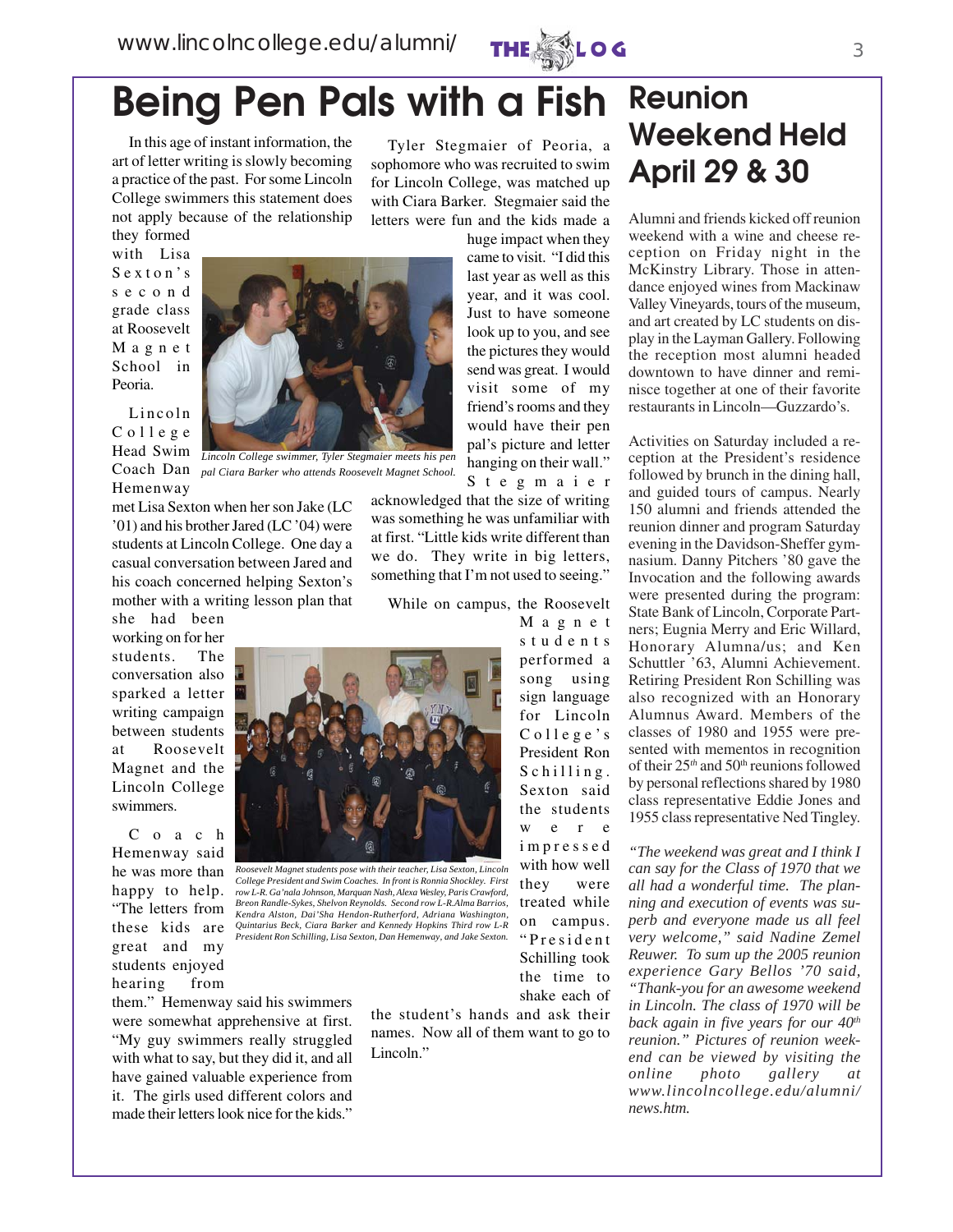# Being Pen Pals with a Fish

In this age of instant information, the art of letter writing is slowly becoming a practice of the past. For some Lincoln College swimmers this statement does not apply because of the relationship they formed with Lisa Sexton's second grade class at Roosevelt Magnet School in Peoria.

*Lincoln College swimmer, Tyler Stegmaier meets his pen pal Ciara Barker who attends Roosevelt Magnet School.*

Lincoln College Head Swim Coach Dan Hemenway met Lisa Sexton when her son Jake (LC '01) and his brother Jared (LC '04) were students at Lincoln College. One day a casual conversation between Jared and his coach concerned helping Sexton's mother with a writing lesson plan that she had been working on for her students. The conversation also sparked a letter writing campaign between students at Roosevelt Magnet and the Lincoln College swimmers.

Coach Hemenway said he was more than happy to help. "The letters from these kids are great and my students enjoyed hearing from them." Hemenway said his swimmers were somewhat apprehensive at first. "My guy swimmers really struggled with what to say, but they did it, and all have gained valuable experience from it. The girls used different colors and made their letters look nice for the kids."

*Roosevelt Magnet students pose with their teacher, Lisa Sexton, Lincoln College President and Swim Coaches. In front is Ronnia Shockley. First row L-R. Ga'nala Johnson, Marquan Nash, Alexa Wesley, Paris Crawford, Breon Randle-Sykes, Shelvon Reynolds. Second row L-R.Alma Barrios, Kendra Alston, Dai'Sha Hendon-Rutherford, Adriana Washington, Quintarius Beck, Ciara Barker and Kennedy Hopkins Third row L-R President Ron Schilling, Lisa Sexton, Dan Hemenway, and Jake Sexton.*

Tyler Stegmaier of Peoria, a sophomore who was recruited to swim for Lincoln College, was matched up with Ciara Barker. Stegmaier said the letters were fun and the kids made a huge impact when they came to visit. "I did this last year as well as this year, and it was cool. Just to have someone look up to you, and see the pictures they would send was great. I would visit some of my friend's rooms and they would have their pen pal's picture and letter hanging on their wall." Stegmaier acknowledged that the size of writing was something he was unfamiliar with at first. "Little kids write different than we do. They write in big letters, something that I'm not used to seeing."

While on campus, the Roosevelt Magnet students performed a song using sign language for Lincoln College's President Ron Schilling. Sexton said the students were impressed with how well they were treated while on campus. "President Schilling took the time to shake each of the student's hands and ask their names. Now all of them want to go to Lincoln."

# Reunion Weekend Held April 29 & 30

Alumni and friends kicked off reunion weekend with a wine and cheese reception on Friday night in the McKinstry Library. Those in attendance enjoyed wines from Mackinaw Valley Vineyards, tours of the museum, and art created by LC students on display in the Layman Gallery. Following the reception most alumni headed downtown to have dinner and reminisce together at one of their favorite restaurants in Lincoln—Guzzardo's.

Activities on Saturday included a reception at the President's residence followed by brunch in the dining hall, and guided tours of campus. Nearly 150 alumni and friends attended the reunion dinner and program Saturday evening in the Davidson-Sheffer gymnasium. Danny Pitchers '80 gave the Invocation and the following awards were presented during the program: State Bank of Lincoln, Corporate Partners; Eugnia Merry and Eric Willard, Honorary Alumna/us; and Ken Schuttler '63, Alumni Achievement. Retiring President Ron Schilling was also recognized with an Honorary Alumnus Award. Members of the classes of 1980 and 1955 were presented with mementos in recognition of their 25th and 50th reunions followed by personal reflections shared by 1980 class representative Eddie Jones and 1955 class representative Ned Tingley.

*"The weekend was great and I think I can say for the Class of 1970 that we all had a wonderful time. The planning and execution of events was superb and everyone made us all feel very welcome," said Nadine Zemel Reuwer. To sum up the 2005 reunion experience Gary Bellos '70 said, "Thank-you for an awesome weekend in Lincoln. The class of 1970 will be back again in five years for our 40th reunion." Pictures of reunion weekend can be viewed by visiting the online photo gallery at www.lincolncollege.edu/alumni/news.htm.*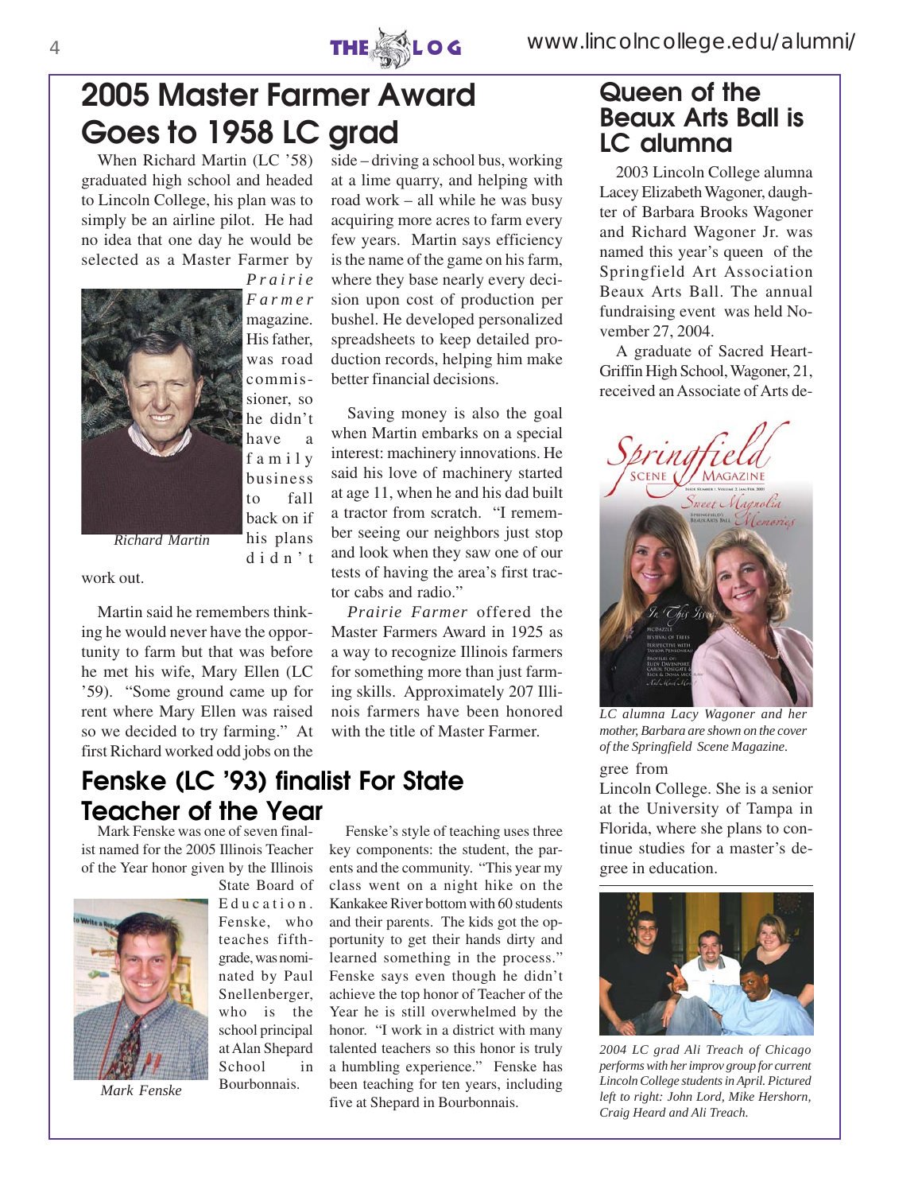# 2005 Master Farmer Award Goes to 1958 LC grad

When Richard Martin (LC '58) graduated high school and headed to Lincoln College, his plan was to simply be an airline pilot. He had no idea that one day he would be selected as a Master Farmer by *Prairie Farmer* magazine. His father, was road commissioner, so he didn't have a family business to fall back on if his plans didn't work out.

*Richard Martin*

Martin said he remembers thinking he would never have the opportunity to farm but that was before he met his wife, Mary Ellen (LC '59). "Some ground came up for rent where Mary Ellen was raised so we decided to try farming." At first Richard worked odd jobs on the side – driving a school bus, working at a lime quarry, and helping with road work – all while he was busy acquiring more acres to farm every few years. Martin says efficiency is the name of the game on his farm, where they base nearly every decision upon cost of production per bushel. He developed personalized spreadsheets to keep detailed production records, helping him make better financial decisions.

Saving money is also the goal when Martin embarks on a special interest: machinery innovations. He said his love of machinery started at age 11, when he and his dad built a tractor from scratch. "I remember seeing our neighbors just stop and look when they saw one of our tests of having the area's first tractor cabs and radio."

*Prairie Farmer* offered the Master Farmers Award in 1925 as a way to recognize Illinois farmers for something more than just farming skills. Approximately 207 Illinois farmers have been honored with the title of Master Farmer.

## Fenske (LC '93) finalist For State Teacher of the Year

Mark Fenske was one of seven finalist named for the 2005 Illinois Teacher of the Year honor given by the Illinois State Board of Education. Fenske, who teaches fifth-grade, was nominated by Paul Snellenberger, who is the school principal at Alan Shepard School in Bourbonnais.

*Mark Fenske*

Fenske's style of teaching uses three key components: the student, the parents and the community. "This year my class went on a night hike on the Kankakee River bottom with 60 students and their parents. The kids got the opportunity to get their hands dirty and learned something in the process." Fenske says even though he didn't achieve the top honor of Teacher of the Year he is still overwhelmed by the honor. "I work in a district with many talented teachers so this honor is truly a humbling experience." Fenske has been teaching for ten years, including five at Shepard in Bourbonnais.

## Queen of the Beaux Arts Ball is LC alumna

2003 Lincoln College alumna Lacey Elizabeth Wagoner, daughter of Barbara Brooks Wagoner and Richard Wagoner Jr. was named this year's queen of the Springfield Art Association Beaux Arts Ball. The annual fundraising event was held November 27, 2004.

A graduate of Sacred Heart-Griffin High School, Wagoner, 21, received an Associate of Arts degree from Lincoln College. She is a senior at the University of Tampa in Florida, where she plans to continue studies for a master's degree in education.

*LC alumna Lacy Wagoner and her mother, Barbara are shown on the cover of the Springfield Scene Magazine.*

*2004 LC grad Ali Treach of Chicago performs with her improv group for current Lincoln College students in April. Pictured left to right: John Lord, Mike Hershorn, Craig Heard and Ali Treach.*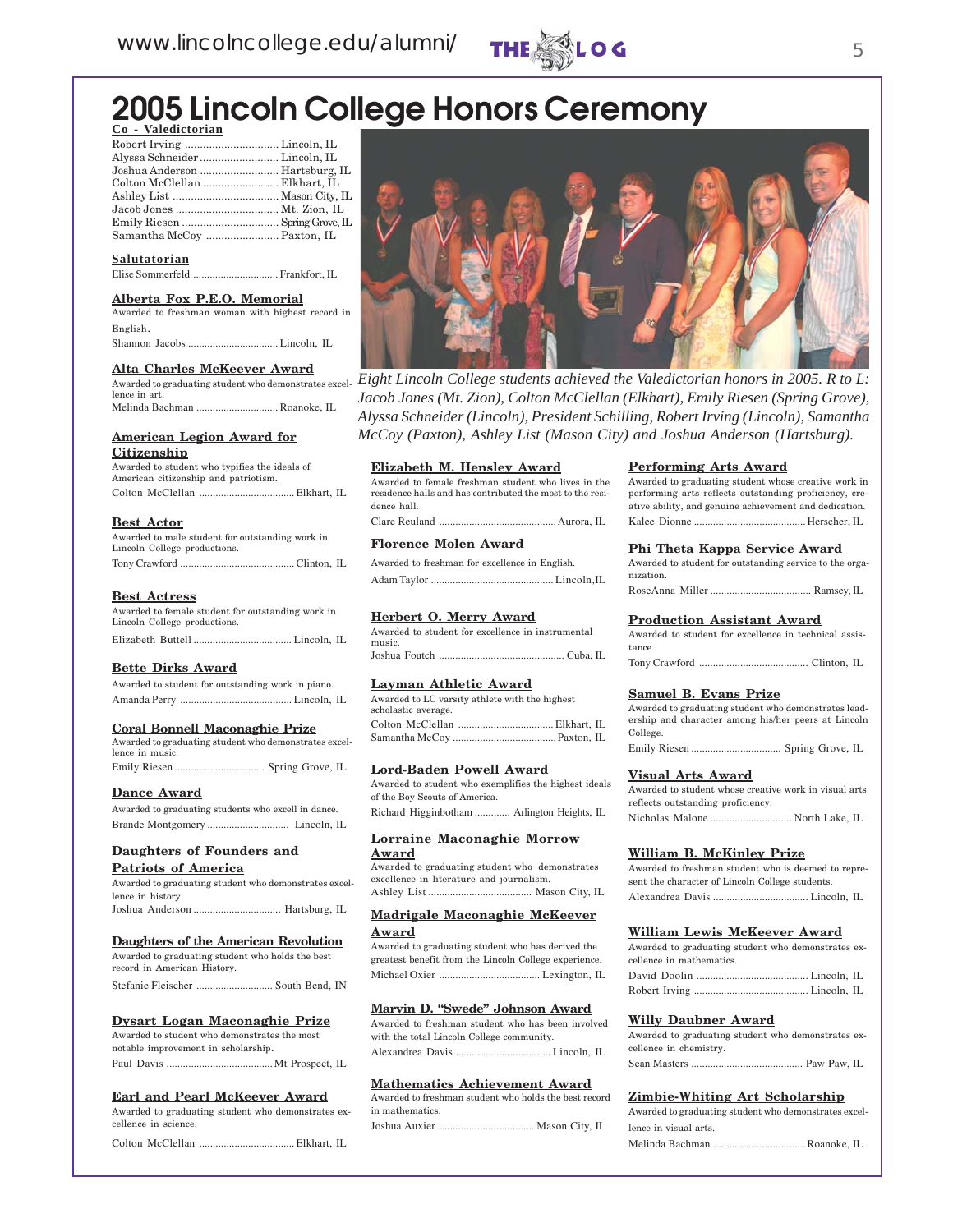# 2005 Lincoln College Honors Ceremony

**Co - Valedictorian**

Robert Irving ............ Lincoln, IL
Alyssa Schneider ............ Lincoln, IL
Joshua Anderson ............ Hartsburg, IL
Colton McClellan ............ Elkhart, IL
Ashley List ............ Mason City, IL
Jacob Jones ............ Mt. Zion, IL
Emily Riesen ............ Spring Grove, IL
Samantha McCoy ............ Paxton, IL

**Salutatorian**

Elise Sommerfeld ............ Frankfort, IL

**Alberta Fox P.E.O. Memorial**

Awarded to freshman woman with highest record in English.

Shannon Jacobs ............ Lincoln, IL

**Alta Charles McKeever Award**

Awarded to graduating student who demonstrates excellence in art.

Melinda Bachman ............ Roanoke, IL

**American Legion Award for Citizenship**

Awarded to student who typifies the ideals of American citizenship and patriotism.

Colton McClellan ............ Elkhart, IL

**Best Actor**

Awarded to male student for outstanding work in Lincoln College productions.

Tony Crawford ............ Clinton, IL

**Best Actress**

Awarded to female student for outstanding work in Lincoln College productions.

Elizabeth Buttell ............ Lincoln, IL

**Bette Dirks Award**

Awarded to student for outstanding work in piano.

Amanda Perry ............ Lincoln, IL

**Coral Bonnell Maconaghie Prize**

Awarded to graduating student who demonstrates excellence in music.

Emily Riesen ............ Spring Grove, IL

**Dance Award**

Awarded to graduating students who excell in dance.

Brande Montgomery ............ Lincoln, IL

**Daughters of Founders and Patriots of America**

Awarded to graduating student who demonstrates excellence in history.

Joshua Anderson ............ Hartsburg, IL

**Daughters of the American Revolution**

Awarded to graduating student who holds the best record in American History.

Stefanie Fleischer ............ South Bend, IN

**Dysart Logan Maconaghie Prize**

Awarded to student who demonstrates the most notable improvement in scholarship.

Paul Davis ............ Mt Prospect, IL

**Earl and Pearl McKeever Award**

Awarded to graduating student who demonstrates excellence in science.

Colton McClellan ............ Elkhart, IL

*Eight Lincoln College students achieved the Valedictorian honors in 2005. R to L: Jacob Jones (Mt. Zion), Colton McClellan (Elkhart), Emily Riesen (Spring Grove), Alyssa Schneider (Lincoln), President Schilling, Robert Irving (Lincoln), Samantha McCoy (Paxton), Ashley List (Mason City) and Joshua Anderson (Hartsburg).*

**Elizabeth M. Hensley Award**

Awarded to female freshman student who lives in the residence halls and has contributed the most to the residence hall.

Clare Reuland ............ Aurora, IL

**Florence Molen Award**

Awarded to freshman for excellence in English.

Adam Taylor ............ Lincoln, IL

**Herbert O. Merry Award**

Awarded to student for excellence in instrumental music.

Joshua Foutch ............ Cuba, IL

**Layman Athletic Award**

Awarded to LC varsity athlete with the highest scholastic average.

Colton McClellan ............ Elkhart, IL
Samantha McCoy ............ Paxton, IL

**Lord-Baden Powell Award**

Awarded to student who exemplifies the highest ideals of the Boy Scouts of America.

Richard Higginbotham ............ Arlington Heights, IL

**Lorraine Maconaghie Morrow Award**

Awarded to graduating student who demonstrates excellence in literature and journalism.

Ashley List ............ Mason City, IL

**Madrigale Maconaghie McKeever Award**

Awarded to graduating student who has derived the greatest benefit from the Lincoln College experience.

Michael Oxier ............ Lexington, IL

**Marvin D. "Swede" Johnson Award**

Awarded to freshman student who has been involved with the total Lincoln College community.

Alexandrea Davis ............ Lincoln, IL

**Mathematics Achievement Award**

Awarded to freshman student who holds the best record in mathematics.

Joshua Auxier ............ Mason City, IL

**Performing Arts Award**

Awarded to graduating student whose creative work in performing arts reflects outstanding proficiency, creative ability, and genuine achievement and dedication.

Kalee Dionne ............ Herscher, IL

**Phi Theta Kappa Service Award**

Awarded to student for outstanding service to the organization.

RoseAnna Miller ............ Ramsey, IL

**Production Assistant Award**

Awarded to student for excellence in technical assistance.

Tony Crawford ............ Clinton, IL

**Samuel B. Evans Prize**

Awarded to graduating student who demonstrates leadership and character among his/her peers at Lincoln College.

Emily Riesen ............ Spring Grove, IL

**Visual Arts Award**

Awarded to student whose creative work in visual arts reflects outstanding proficiency.

Nicholas Malone ............ North Lake, IL

**William B. McKinley Prize**

Awarded to freshman student who is deemed to represent the character of Lincoln College students.

Alexandrea Davis ............ Lincoln, IL

**William Lewis McKeever Award**

Awarded to graduating student who demonstrates excellence in mathematics.

David Doolin ............ Lincoln, IL
Robert Irving ............ Lincoln, IL

**Willy Daubner Award**

Awarded to graduating student who demonstrates excellence in chemistry.

Sean Masters ............ Paw Paw, IL

**Zimbie-Whiting Art Scholarship**

Awarded to graduating student who demonstrates excellence in visual arts.

Melinda Bachman ............ Roanoke, IL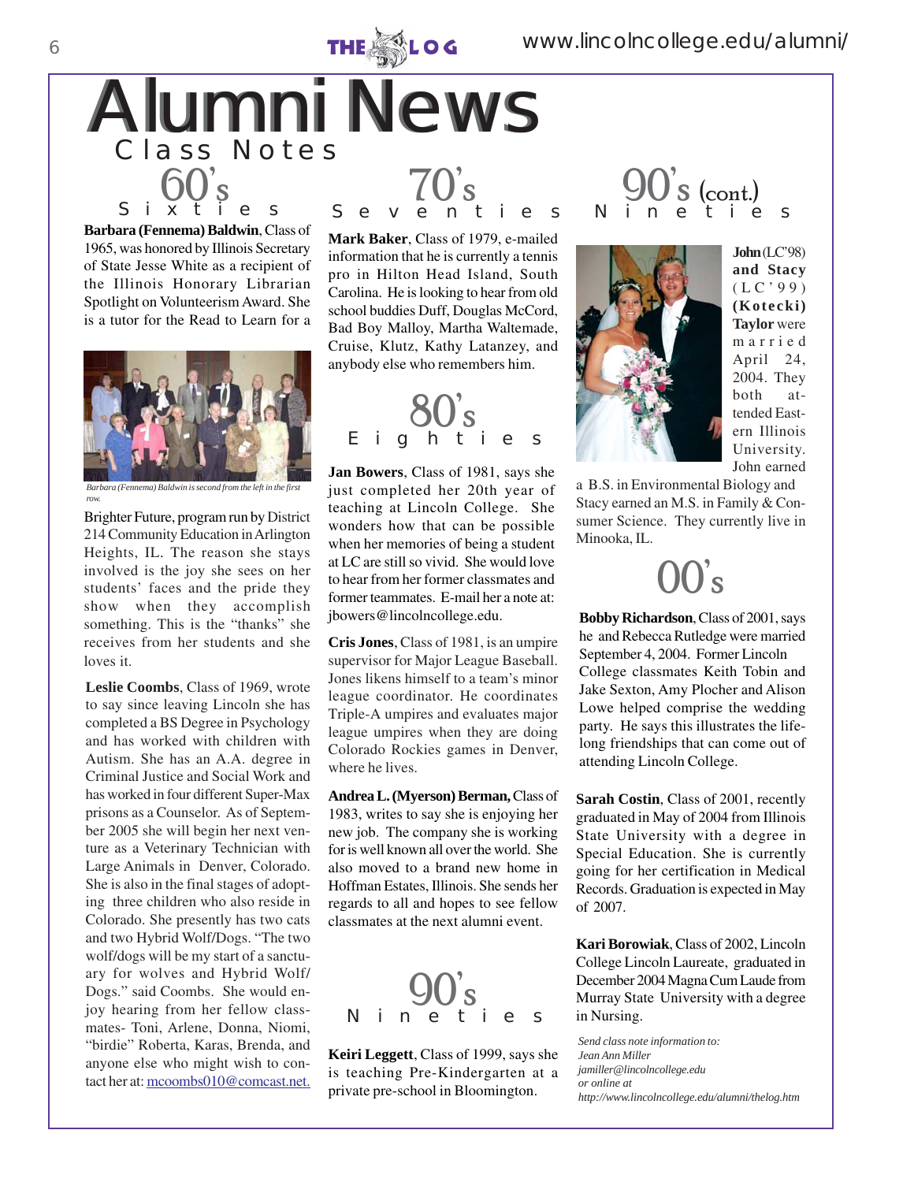# Alumni News

## Class Notes

### 60's Sixties

**Barbara (Fennema) Baldwin**, Class of 1965, was honored by Illinois Secretary of State Jesse White as a recipient of the Illinois Honorary Librarian Spotlight on Volunteerism Award. She is a tutor for the Read to Learn for a Brighter Future, program run by District 214 Community Education in Arlington Heights, IL. The reason she stays involved is the joy she sees on her students' faces and the pride they show when they accomplish something. This is the "thanks" she receives from her students and she loves it.

*Barbara (Fennema) Baldwin is second from the left in the first row.*

**Leslie Coombs**, Class of 1969, wrote to say since leaving Lincoln she has completed a BS Degree in Psychology and has worked with children with Autism. She has an A.A. degree in Criminal Justice and Social Work and has worked in four different Super-Max prisons as a Counselor. As of September 2005 she will begin her next venture as a Veterinary Technician with Large Animals in Denver, Colorado. She is also in the final stages of adopting three children who also reside in Colorado. She presently has two cats and two Hybrid Wolf/Dogs. "The two wolf/dogs will be my start of a sanctuary for wolves and Hybrid Wolf/Dogs." said Coombs. She would enjoy hearing from her fellow classmates- Toni, Arlene, Donna, Niomi, "birdie" Roberta, Karas, Brenda, and anyone else who might wish to contact her at: mcoombs010@comcast.net.

### 70's Seventies

**Mark Baker**, Class of 1979, e-mailed information that he is currently a tennis pro in Hilton Head Island, South Carolina. He is looking to hear from old school buddies Duff, Douglas McCord, Bad Boy Malloy, Martha Waltemade, Cruise, Klutz, Kathy Latanzey, and anybody else who remembers him.

### 80's Eighties

**Jan Bowers**, Class of 1981, says she just completed her 20th year of teaching at Lincoln College. She wonders how that can be possible when her memories of being a student at LC are still so vivid. She would love to hear from her former classmates and former teammates. E-mail her a note at: jbowers@lincolncollege.edu.

**Cris Jones**, Class of 1981, is an umpire supervisor for Major League Baseball. Jones likens himself to a team's minor league coordinator. He coordinates Triple-A umpires and evaluates major league umpires when they are doing Colorado Rockies games in Denver, where he lives.

**Andrea L. (Myerson) Berman,** Class of 1983, writes to say she is enjoying her new job. The company she is working for is well known all over the world. She also moved to a brand new home in Hoffman Estates, Illinois. She sends her regards to all and hopes to see fellow classmates at the next alumni event.

### 90's Nineties

**Keiri Leggett**, Class of 1999, says she is teaching Pre-Kindergarten at a private pre-school in Bloomington.

### 90's (cont.) Nineties

**John** (LC'98) **and Stacy** (LC'99) **(Kotecki) Taylor** were married April 24, 2004. They both attended Eastern Illinois University. John earned a B.S. in Environmental Biology and Stacy earned an M.S. in Family & Consumer Science. They currently live in Minooka, IL.

### 00's

**Bobby Richardson**, Class of 2001, says he and Rebecca Rutledge were married September 4, 2004. Former Lincoln College classmates Keith Tobin and Jake Sexton, Amy Plocher and Alison Lowe helped comprise the wedding party. He says this illustrates the life-long friendships that can come out of attending Lincoln College.

**Sarah Costin**, Class of 2001, recently graduated in May of 2004 from Illinois State University with a degree in Special Education. She is currently going for her certification in Medical Records. Graduation is expected in May of 2007.

**Kari Borowiak**, Class of 2002, Lincoln College Lincoln Laureate, graduated in December 2004 Magna Cum Laude from Murray State University with a degree in Nursing.

*Send class note information to:*
*Jean Ann Miller*
*jamiller@lincolncollege.edu*
*or online at*
*http://www.lincolncollege.edu/alumni/thelog.htm*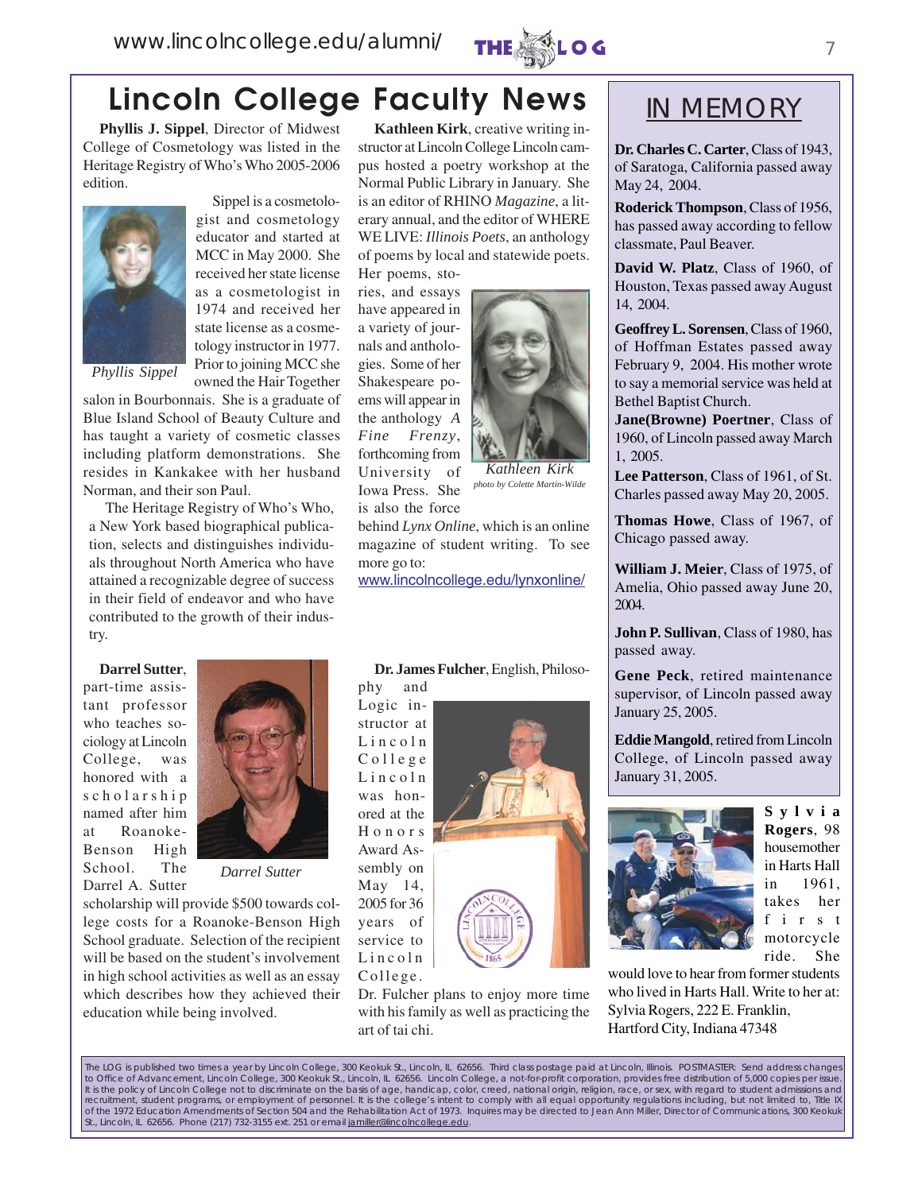# Lincoln College Faculty News

**Phyllis J. Sippel**, Director of Midwest College of Cosmetology was listed in the Heritage Registry of Who's Who 2005-2006 edition.

*Phyllis Sippel*

Sippel is a cosmetologist and cosmetology educator and started at MCC in May 2000. She received her state license as a cosmetologist in 1974 and received her state license as a cosmetology instructor in 1977. Prior to joining MCC she owned the Hair Together salon in Bourbonnais. She is a graduate of Blue Island School of Beauty Culture and has taught a variety of cosmetic classes including platform demonstrations. She resides in Kankakee with her husband Norman, and their son Paul.

The Heritage Registry of Who's Who, a New York based biographical publication, selects and distinguishes individuals throughout North America who have attained a recognizable degree of success in their field of endeavor and who have contributed to the growth of their industry.

**Darrel Sutter**, part-time assistant professor who teaches sociology at Lincoln College, was honored with a scholarship named after him at Roanoke-Benson High School. The Darrel A. Sutter scholarship will provide $500 towards college costs for a Roanoke-Benson High School graduate. Selection of the recipient will be based on the student's involvement in high school activities as well as an essay which describes how they achieved their education while being involved.

*Darrel Sutter*

**Kathleen Kirk**, creative writing instructor at Lincoln College Lincoln campus hosted a poetry workshop at the Normal Public Library in January. She is an editor of RHINO *Magazine*, a literary annual, and the editor of WHERE WE LIVE: *Illinois Poets*, an anthology of poems by local and statewide poets. Her poems, stories, and essays have appeared in a variety of journals and anthologies. Some of her Shakespeare poems will appear in the anthology *A Fine Frenzy*, forthcoming from University of Iowa Press. She is also the force behind *Lynx Online*, which is an online magazine of student writing. To see more go to:

www.lincolncollege.edu/lynxonline/

*Kathleen Kirk*
*photo by Colette Martin-Wilde*

**Dr. James Fulcher**, English, Philosophy and Logic instructor at Lincoln College Lincoln was honored at the Honors Award Assembly on May 14, 2005 for 36 years of service to Lincoln College.

Dr. Fulcher plans to enjoy more time with his family as well as practicing the art of tai chi.

## IN MEMORY

**Dr. Charles C. Carter**, Class of 1943, of Saratoga, California passed away May 24, 2004.

**Roderick Thompson**, Class of 1956, has passed away according to fellow classmate, Paul Beaver.

**David W. Platz**, Class of 1960, of Houston, Texas passed away August 14, 2004.

**Geoffrey L. Sorensen**, Class of 1960, of Hoffman Estates passed away February 9, 2004. His mother wrote to say a memorial service was held at Bethel Baptist Church.

**Jane(Browne) Poertner**, Class of 1960, of Lincoln passed away March 1, 2005.

**Lee Patterson**, Class of 1961, of St. Charles passed away May 20, 2005.

**Thomas Howe**, Class of 1967, of Chicago passed away.

**William J. Meier**, Class of 1975, of Amelia, Ohio passed away June 20, 2004.

**John P. Sullivan**, Class of 1980, has passed away.

**Gene Peck**, retired maintenance supervisor, of Lincoln passed away January 25, 2005.

**Eddie Mangold**, retired from Lincoln College, of Lincoln passed away January 31, 2005.

**Sylvia Rogers**, 98 housemother in Harts Hall in 1961, takes her first motorcycle ride. She would love to hear from former students who lived in Harts Hall. Write to her at: Sylvia Rogers, 222 E. Franklin, Hartford City, Indiana 47348

The LOG is published two times a year by Lincoln College, 300 Keokuk St., Lincoln, IL 62656. Third class postage paid at Lincoln, Illinois. POSTMASTER: Send address changes to Office of Advancement, Lincoln College, 300 Keokuk St., Lincoln, IL 62656. Lincoln College, a not-for-profit corporation, provides free distribution of 5,000 copies per issue. It is the policy of Lincoln College not to discriminate on the basis of age, handicap, color, creed, national origin, religion, race, or sex, with regard to student admissions and recruitment, student programs, or employment of personnel. It is the college's intent to comply with all equal opportunity regulations including, but not limited to, Title IX of the 1972 Education Amendments of Section 504 and the Rehabilitation Act of 1973. Inquires may be directed to Jean Ann Miller, Director of Communications, 300 Keokuk St., Lincoln, IL 62656. Phone (217) 732-3155 ext. 251 or email jamiller@lincolncollege.edu.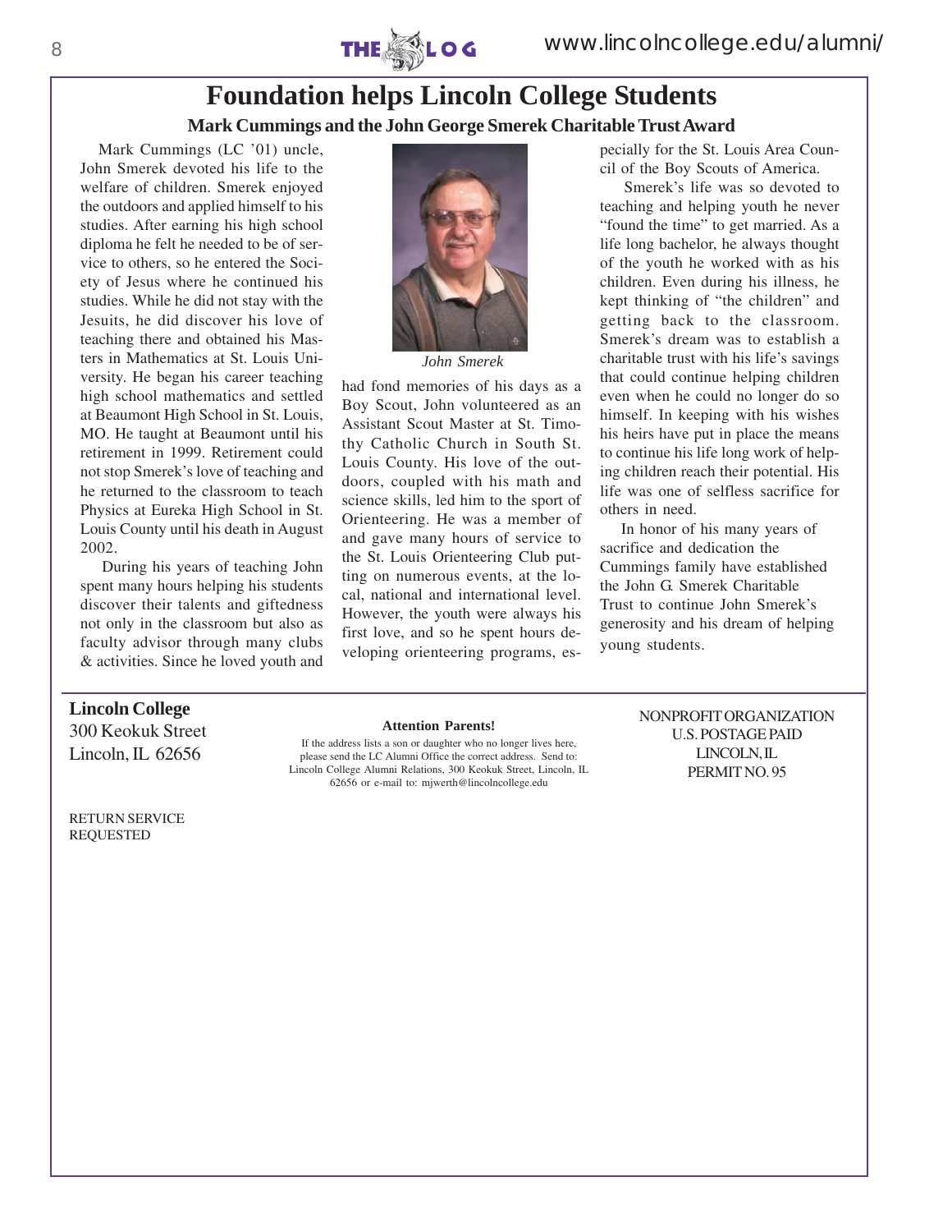# Foundation helps Lincoln College Students

## Mark Cummings and the John George Smerek Charitable Trust Award

Mark Cummings (LC '01) uncle, John Smerek devoted his life to the welfare of children. Smerek enjoyed the outdoors and applied himself to his studies. After earning his high school diploma he felt he needed to be of service to others, so he entered the Society of Jesus where he continued his studies. While he did not stay with the Jesuits, he did discover his love of teaching there and obtained his Masters in Mathematics at St. Louis University. He began his career teaching high school mathematics and settled at Beaumont High School in St. Louis, MO. He taught at Beaumont until his retirement in 1999. Retirement could not stop Smerek's love of teaching and he returned to the classroom to teach Physics at Eureka High School in St. Louis County until his death in August 2002.

During his years of teaching John spent many hours helping his students discover their talents and giftedness not only in the classroom but also as faculty advisor through many clubs & activities. Since he loved youth and had fond memories of his days as a Boy Scout, John volunteered as an Assistant Scout Master at St. Timothy Catholic Church in South St. Louis County. His love of the outdoors, coupled with his math and science skills, led him to the sport of Orienteering. He was a member of and gave many hours of service to the St. Louis Orienteering Club putting on numerous events, at the local, national and international level. However, the youth were always his first love, and so he spent hours developing orienteering programs, especially for the St. Louis Area Council of the Boy Scouts of America.

*John Smerek*

Smerek's life was so devoted to teaching and helping youth he never "found the time" to get married. As a life long bachelor, he always thought of the youth he worked with as his children. Even during his illness, he kept thinking of "the children" and getting back to the classroom. Smerek's dream was to establish a charitable trust with his life's savings that could continue helping children even when he could no longer do so himself. In keeping with his wishes his heirs have put in place the means to continue his life long work of helping children reach their potential. His life was one of selfless sacrifice for others in need.

In honor of his many years of sacrifice and dedication the Cummings family have established the John G. Smerek Charitable Trust to continue John Smerek's generosity and his dream of helping young students.

**Lincoln College**
300 Keokuk Street
Lincoln, IL 62656

RETURN SERVICE REQUESTED

**Attention Parents!**

If the address lists a son or daughter who no longer lives here, please send the LC Alumni Office the correct address. Send to: Lincoln College Alumni Relations, 300 Keokuk Street, Lincoln, IL 62656 or e-mail to: mjwerth@lincolncollege.edu

NONPROFIT ORGANIZATION
U.S. POSTAGE PAID
LINCOLN, IL
PERMIT NO. 95